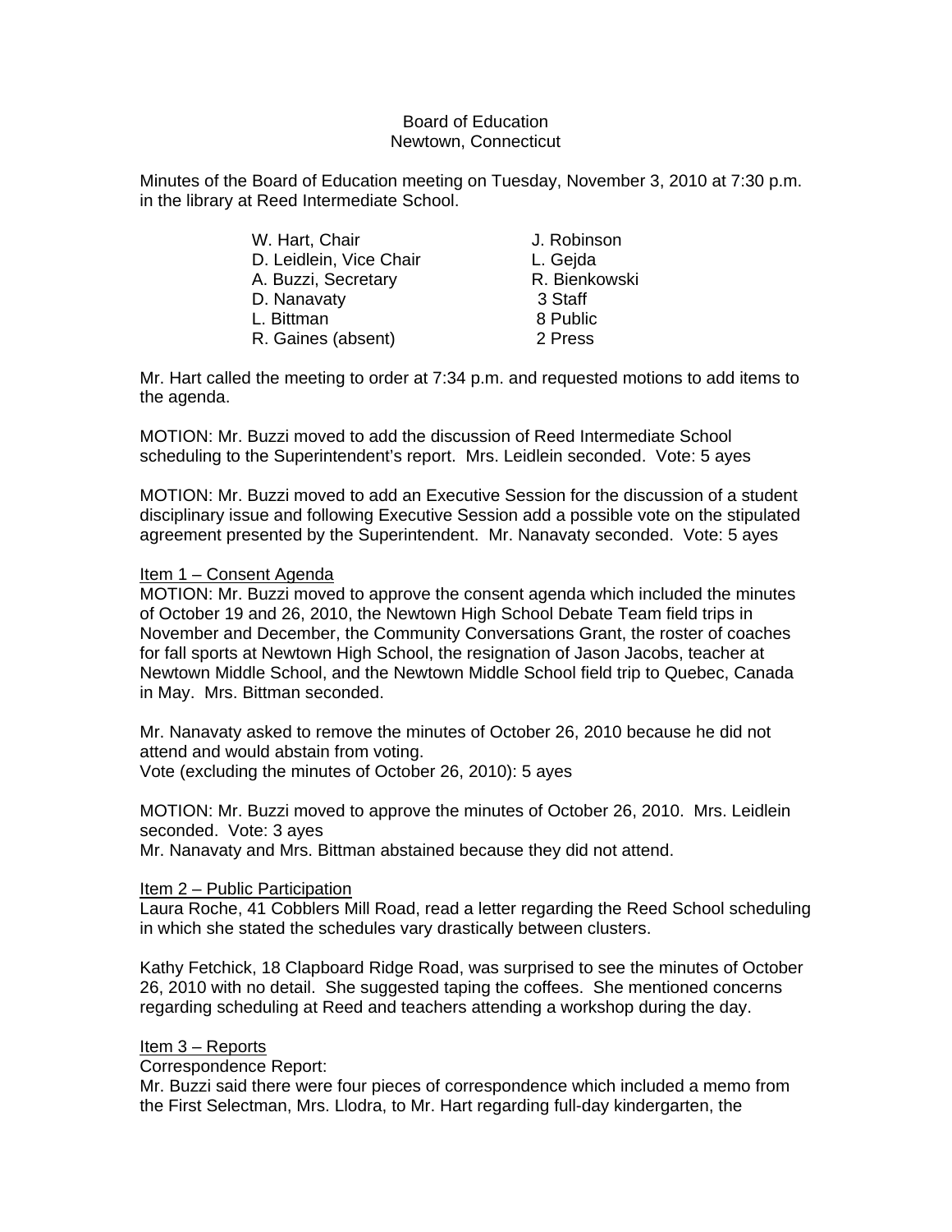Board of Education
Newtown, Connecticut

Minutes of the Board of Education meeting on Tuesday, November 3, 2010 at 7:30 p.m. in the library at Reed Intermediate School.

| | |
|---|---|
| W. Hart, Chair | J. Robinson |
| D. Leidlein, Vice Chair | L. Gejda |
| A. Buzzi, Secretary | R. Bienkowski |
| D. Nanavaty | 3 Staff |
| L. Bittman | 8 Public |
| R. Gaines (absent) | 2 Press |

Mr. Hart called the meeting to order at 7:34 p.m. and requested motions to add items to the agenda.

MOTION: Mr. Buzzi moved to add the discussion of Reed Intermediate School scheduling to the Superintendent's report. Mrs. Leidlein seconded. Vote: 5 ayes

MOTION: Mr. Buzzi moved to add an Executive Session for the discussion of a student disciplinary issue and following Executive Session add a possible vote on the stipulated agreement presented by the Superintendent. Mr. Nanavaty seconded. Vote: 5 ayes

Item 1 – Consent Agenda

MOTION: Mr. Buzzi moved to approve the consent agenda which included the minutes of October 19 and 26, 2010, the Newtown High School Debate Team field trips in November and December, the Community Conversations Grant, the roster of coaches for fall sports at Newtown High School, the resignation of Jason Jacobs, teacher at Newtown Middle School, and the Newtown Middle School field trip to Quebec, Canada in May. Mrs. Bittman seconded.

Mr. Nanavaty asked to remove the minutes of October 26, 2010 because he did not attend and would abstain from voting.
Vote (excluding the minutes of October 26, 2010): 5 ayes

MOTION: Mr. Buzzi moved to approve the minutes of October 26, 2010. Mrs. Leidlein seconded. Vote: 3 ayes
Mr. Nanavaty and Mrs. Bittman abstained because they did not attend.

Item 2 – Public Participation

Laura Roche, 41 Cobblers Mill Road, read a letter regarding the Reed School scheduling in which she stated the schedules vary drastically between clusters.

Kathy Fetchick, 18 Clapboard Ridge Road, was surprised to see the minutes of October 26, 2010 with no detail. She suggested taping the coffees. She mentioned concerns regarding scheduling at Reed and teachers attending a workshop during the day.

Item 3 – Reports

Correspondence Report:
Mr. Buzzi said there were four pieces of correspondence which included a memo from the First Selectman, Mrs. Llodra, to Mr. Hart regarding full-day kindergarten, the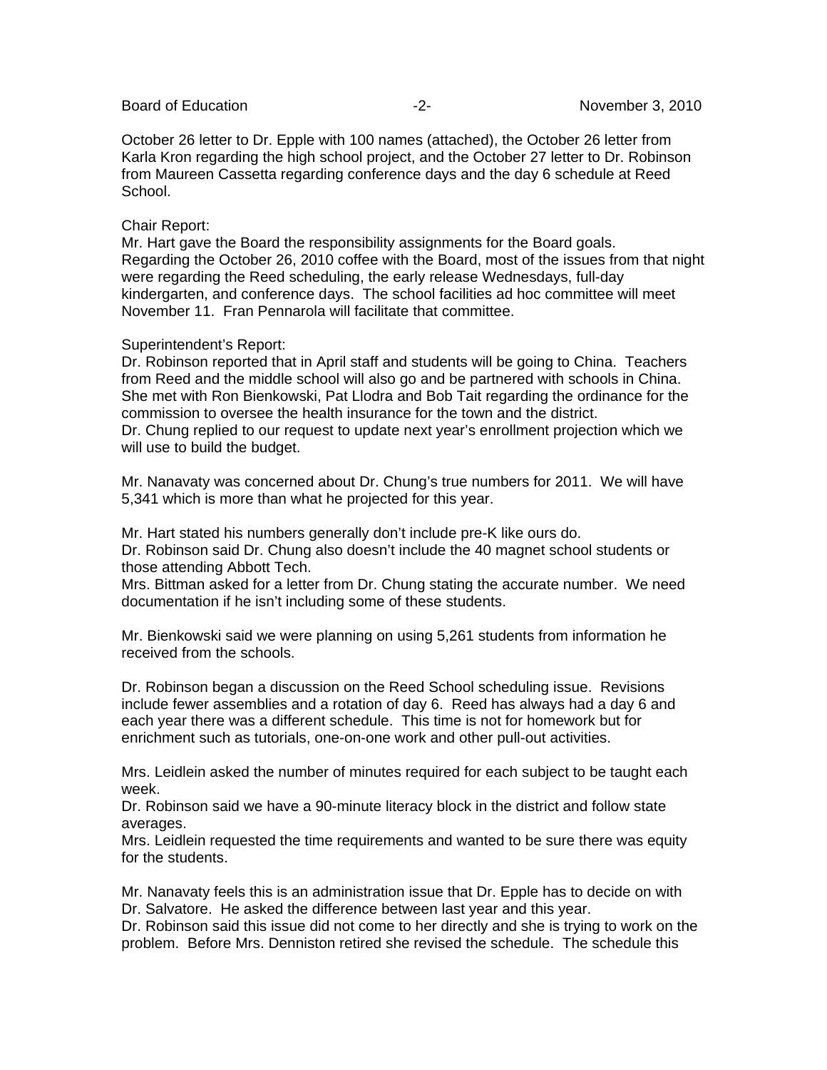October 26 letter to Dr. Epple with 100 names (attached), the October 26 letter from Karla Kron regarding the high school project, and the October 27 letter to Dr. Robinson from Maureen Cassetta regarding conference days and the day 6 schedule at Reed School.

Chair Report:
Mr. Hart gave the Board the responsibility assignments for the Board goals. Regarding the October 26, 2010 coffee with the Board, most of the issues from that night were regarding the Reed scheduling, the early release Wednesdays, full-day kindergarten, and conference days. The school facilities ad hoc committee will meet November 11. Fran Pennarola will facilitate that committee.

Superintendent's Report:
Dr. Robinson reported that in April staff and students will be going to China. Teachers from Reed and the middle school will also go and be partnered with schools in China. She met with Ron Bienkowski, Pat Llodra and Bob Tait regarding the ordinance for the commission to oversee the health insurance for the town and the district.
Dr. Chung replied to our request to update next year's enrollment projection which we will use to build the budget.

Mr. Nanavaty was concerned about Dr. Chung's true numbers for 2011. We will have 5,341 which is more than what he projected for this year.

Mr. Hart stated his numbers generally don't include pre-K like ours do.
Dr. Robinson said Dr. Chung also doesn't include the 40 magnet school students or those attending Abbott Tech.
Mrs. Bittman asked for a letter from Dr. Chung stating the accurate number. We need documentation if he isn't including some of these students.

Mr. Bienkowski said we were planning on using 5,261 students from information he received from the schools.

Dr. Robinson began a discussion on the Reed School scheduling issue. Revisions include fewer assemblies and a rotation of day 6. Reed has always had a day 6 and each year there was a different schedule. This time is not for homework but for enrichment such as tutorials, one-on-one work and other pull-out activities.

Mrs. Leidlein asked the number of minutes required for each subject to be taught each week.
Dr. Robinson said we have a 90-minute literacy block in the district and follow state averages.
Mrs. Leidlein requested the time requirements and wanted to be sure there was equity for the students.

Mr. Nanavaty feels this is an administration issue that Dr. Epple has to decide on with Dr. Salvatore. He asked the difference between last year and this year.
Dr. Robinson said this issue did not come to her directly and she is trying to work on the problem. Before Mrs. Denniston retired she revised the schedule. The schedule this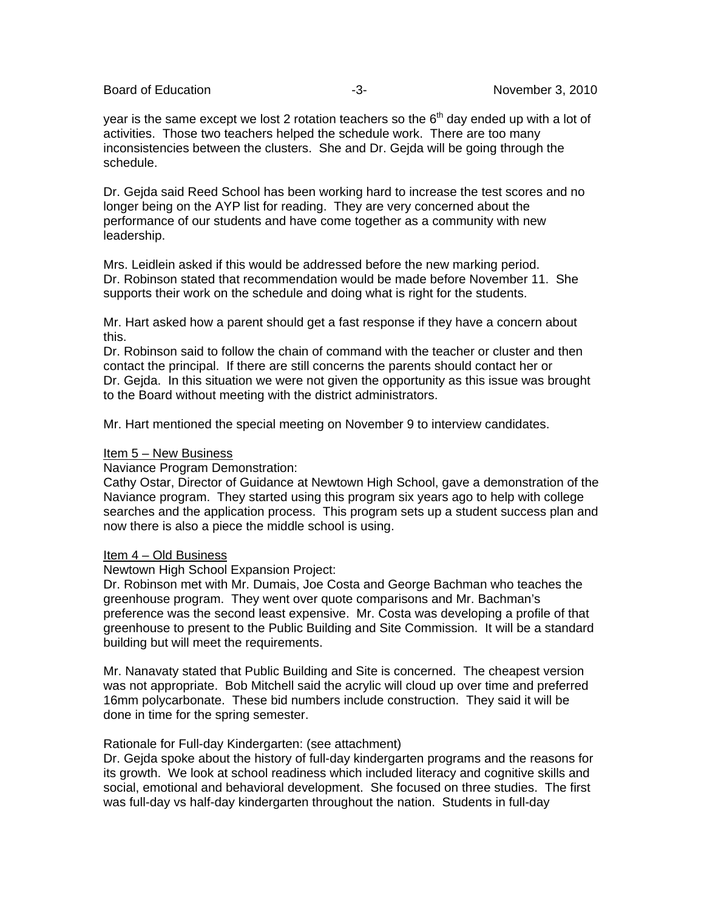year is the same except we lost 2 rotation teachers so the 6th day ended up with a lot of activities. Those two teachers helped the schedule work. There are too many inconsistencies between the clusters. She and Dr. Gejda will be going through the schedule.

Dr. Gejda said Reed School has been working hard to increase the test scores and no longer being on the AYP list for reading. They are very concerned about the performance of our students and have come together as a community with new leadership.

Mrs. Leidlein asked if this would be addressed before the new marking period.
Dr. Robinson stated that recommendation would be made before November 11. She supports their work on the schedule and doing what is right for the students.

Mr. Hart asked how a parent should get a fast response if they have a concern about this.
Dr. Robinson said to follow the chain of command with the teacher or cluster and then contact the principal. If there are still concerns the parents should contact her or Dr. Gejda. In this situation we were not given the opportunity as this issue was brought to the Board without meeting with the district administrators.

Mr. Hart mentioned the special meeting on November 9 to interview candidates.

<u>Item 5 – New Business</u>

Naviance Program Demonstration:
Cathy Ostar, Director of Guidance at Newtown High School, gave a demonstration of the Naviance program. They started using this program six years ago to help with college searches and the application process. This program sets up a student success plan and now there is also a piece the middle school is using.

<u>Item 4 – Old Business</u>

Newtown High School Expansion Project:
Dr. Robinson met with Mr. Dumais, Joe Costa and George Bachman who teaches the greenhouse program. They went over quote comparisons and Mr. Bachman's preference was the second least expensive. Mr. Costa was developing a profile of that greenhouse to present to the Public Building and Site Commission. It will be a standard building but will meet the requirements.

Mr. Nanavaty stated that Public Building and Site is concerned. The cheapest version was not appropriate. Bob Mitchell said the acrylic will cloud up over time and preferred 16mm polycarbonate. These bid numbers include construction. They said it will be done in time for the spring semester.

Rationale for Full-day Kindergarten: (see attachment)
Dr. Gejda spoke about the history of full-day kindergarten programs and the reasons for its growth. We look at school readiness which included literacy and cognitive skills and social, emotional and behavioral development. She focused on three studies. The first was full-day vs half-day kindergarten throughout the nation. Students in full-day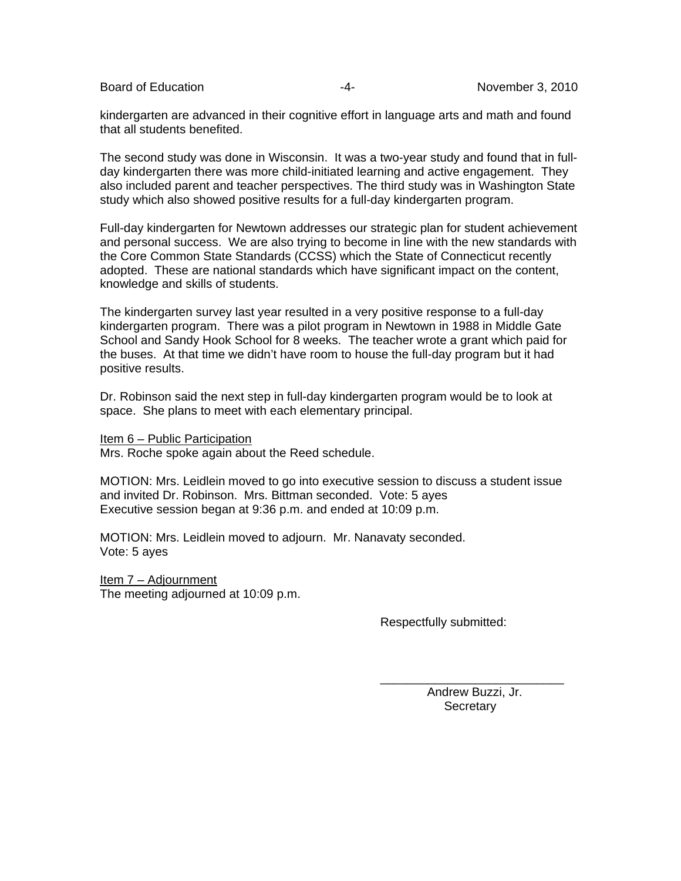kindergarten are advanced in their cognitive effort in language arts and math and found that all students benefited.

The second study was done in Wisconsin. It was a two-year study and found that in full-day kindergarten there was more child-initiated learning and active engagement. They also included parent and teacher perspectives. The third study was in Washington State study which also showed positive results for a full-day kindergarten program.

Full-day kindergarten for Newtown addresses our strategic plan for student achievement and personal success. We are also trying to become in line with the new standards with the Core Common State Standards (CCSS) which the State of Connecticut recently adopted. These are national standards which have significant impact on the content, knowledge and skills of students.

The kindergarten survey last year resulted in a very positive response to a full-day kindergarten program. There was a pilot program in Newtown in 1988 in Middle Gate School and Sandy Hook School for 8 weeks. The teacher wrote a grant which paid for the buses. At that time we didn't have room to house the full-day program but it had positive results.

Dr. Robinson said the next step in full-day kindergarten program would be to look at space. She plans to meet with each elementary principal.

<u>Item 6 – Public Participation</u>
Mrs. Roche spoke again about the Reed schedule.

MOTION: Mrs. Leidlein moved to go into executive session to discuss a student issue and invited Dr. Robinson. Mrs. Bittman seconded. Vote: 5 ayes
Executive session began at 9:36 p.m. and ended at 10:09 p.m.

MOTION: Mrs. Leidlein moved to adjourn. Mr. Nanavaty seconded.
Vote: 5 ayes

<u>Item 7 – Adjournment</u>
The meeting adjourned at 10:09 p.m.

Respectfully submitted:

\_\_\_\_\_\_\_\_\_\_\_\_\_\_\_\_\_\_\_\_\_\_\_\_\_\_\_\_
Andrew Buzzi, Jr.
Secretary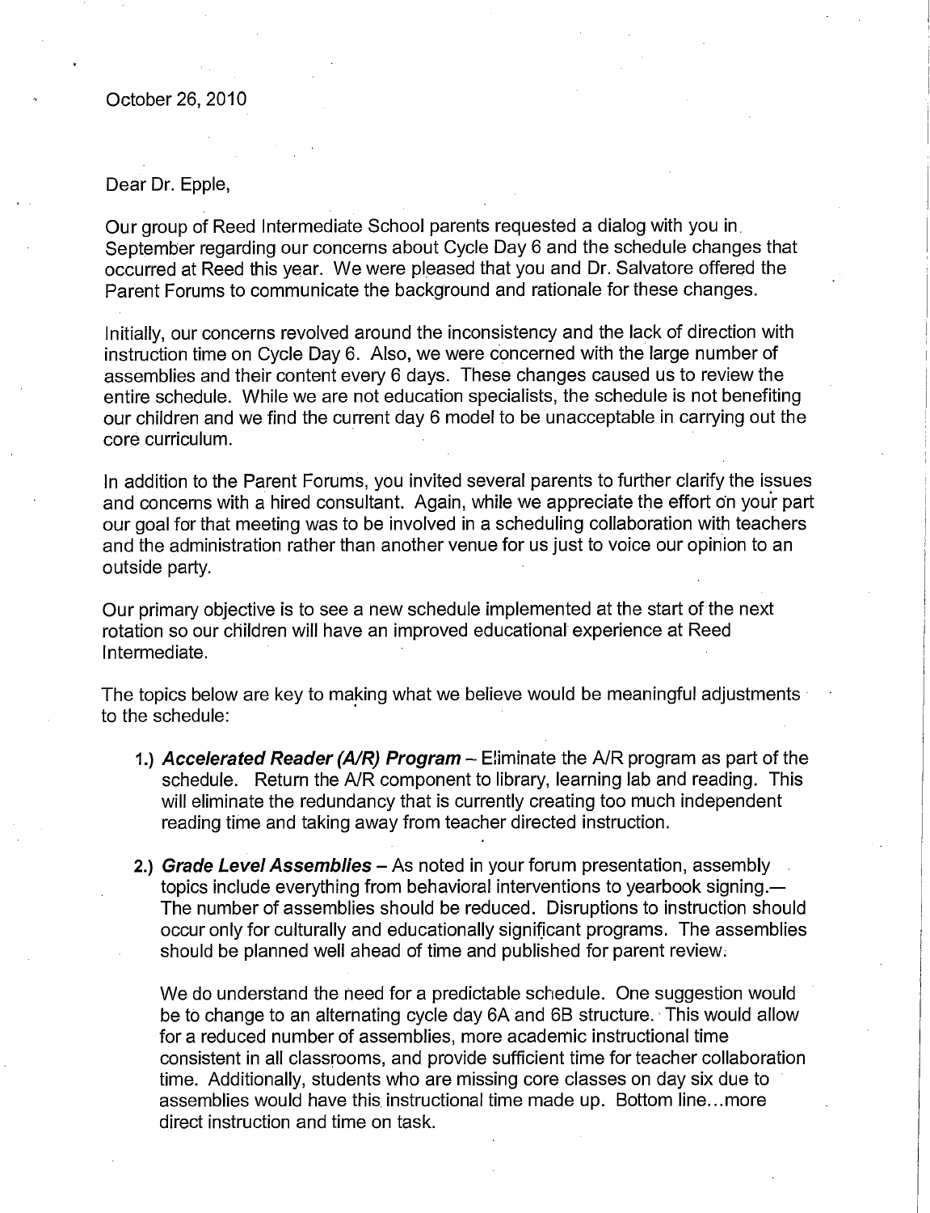October 26, 2010

Dear Dr. Epple,

Our group of Reed Intermediate School parents requested a dialog with you in September regarding our concerns about Cycle Day 6 and the schedule changes that occurred at Reed this year. We were pleased that you and Dr. Salvatore offered the Parent Forums to communicate the background and rationale for these changes.

Initially, our concerns revolved around the inconsistency and the lack of direction with instruction time on Cycle Day 6. Also, we were concerned with the large number of assemblies and their content every 6 days. These changes caused us to review the entire schedule. While we are not education specialists, the schedule is not benefiting our children and we find the current day 6 model to be unacceptable in carrying out the core curriculum.

In addition to the Parent Forums, you invited several parents to further clarify the issues and concerns with a hired consultant. Again, while we appreciate the effort on your part our goal for that meeting was to be involved in a scheduling collaboration with teachers and the administration rather than another venue for us just to voice our opinion to an outside party.

Our primary objective is to see a new schedule implemented at the start of the next rotation so our children will have an improved educational experience at Reed Intermediate.

The topics below are key to making what we believe would be meaningful adjustments to the schedule:

1.) ***Accelerated Reader (A/R) Program*** – Eliminate the A/R program as part of the schedule. Return the A/R component to library, learning lab and reading. This will eliminate the redundancy that is currently creating too much independent reading time and taking away from teacher directed instruction.

2.) ***Grade Level Assemblies*** – As noted in your forum presentation, assembly topics include everything from behavioral interventions to yearbook signing.— The number of assemblies should be reduced. Disruptions to instruction should occur only for culturally and educationally significant programs. The assemblies should be planned well ahead of time and published for parent review.

    We do understand the need for a predictable schedule. One suggestion would be to change to an alternating cycle day 6A and 6B structure. This would allow for a reduced number of assemblies, more academic instructional time consistent in all classrooms, and provide sufficient time for teacher collaboration time. Additionally, students who are missing core classes on day six due to assemblies would have this instructional time made up. Bottom line...more direct instruction and time on task.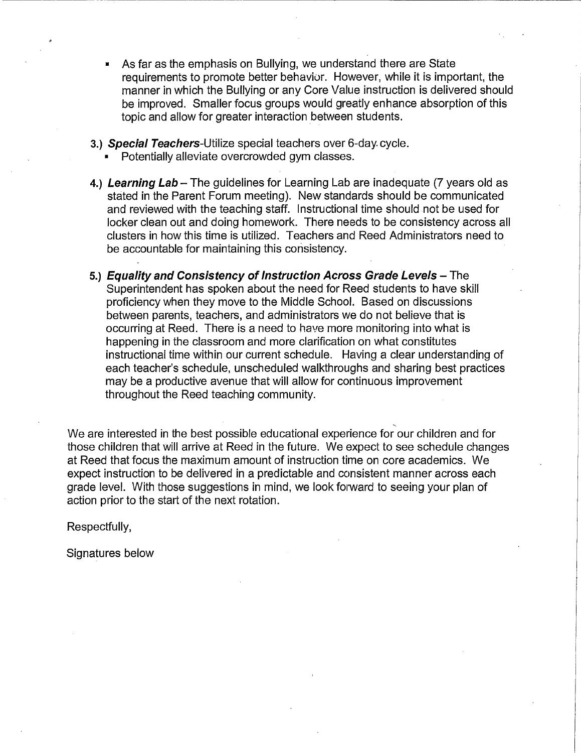- As far as the emphasis on Bullying, we understand there are State requirements to promote better behavior. However, while it is important, the manner in which the Bullying or any Core Value instruction is delivered should be improved. Smaller focus groups would greatly enhance absorption of this topic and allow for greater interaction between students.

3.) ***Special Teachers***-Utilize special teachers over 6-day cycle.
   - Potentially alleviate overcrowded gym classes.

4.) ***Learning Lab*** – The guidelines for Learning Lab are inadequate (7 years old as stated in the Parent Forum meeting). New standards should be communicated and reviewed with the teaching staff. Instructional time should not be used for locker clean out and doing homework. There needs to be consistency across all clusters in how this time is utilized. Teachers and Reed Administrators need to be accountable for maintaining this consistency.

5.) ***Equality and Consistency of Instruction Across Grade Levels*** – The Superintendent has spoken about the need for Reed students to have skill proficiency when they move to the Middle School. Based on discussions between parents, teachers, and administrators we do not believe that is occurring at Reed. There is a need to have more monitoring into what is happening in the classroom and more clarification on what constitutes instructional time within our current schedule. Having a clear understanding of each teacher's schedule, unscheduled walkthroughs and sharing best practices may be a productive avenue that will allow for continuous improvement throughout the Reed teaching community.

We are interested in the best possible educational experience for our children and for those children that will arrive at Reed in the future. We expect to see schedule changes at Reed that focus the maximum amount of instruction time on core academics. We expect instruction to be delivered in a predictable and consistent manner across each grade level. With those suggestions in mind, we look forward to seeing your plan of action prior to the start of the next rotation.

Respectfully,

Signatures below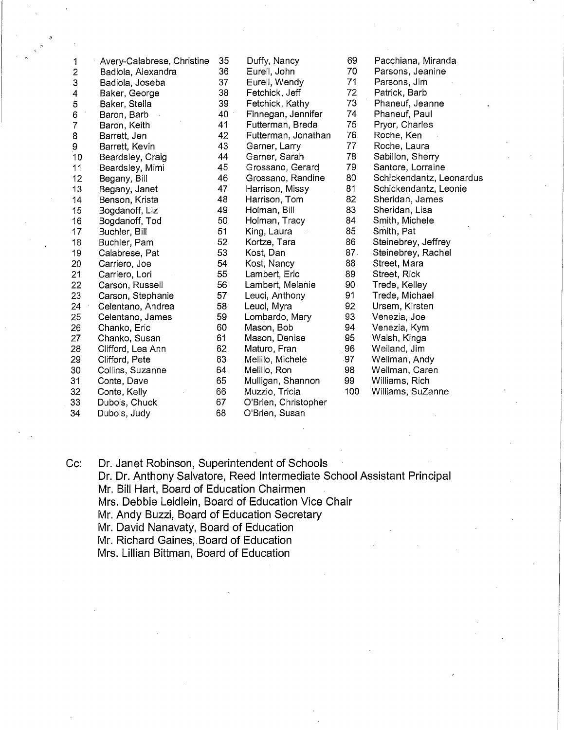1. Avery-Calabrese, Christine
2. Badiola, Alexandra
3. Badiola, Joseba
4. Baker, George
5. Baker, Stella
6. Baron, Barb
7. Baron, Keith
8. Barrett, Jen
9. Barrett, Kevin
10. Beardsley, Craig
11. Beardsley, Mimi
12. Begany, Bill
13. Begany, Janet
14. Benson, Krista
15. Bogdanoff, Liz
16. Bogdanoff, Tod
17. Buchler, Bill
18. Buchler, Pam
19. Calabrese, Pat
20. Carriero, Joe
21. Carriero, Lori
22. Carson, Russell
23. Carson, Stephanie
24. Celentano, Andrea
25. Celentano, James
26. Chanko, Eric
27. Chanko, Susan
28. Clifford, Lea Ann
29. Clifford, Pete
30. Collins, Suzanne
31. Conte, Dave
32. Conte, Kelly
33. Dubois, Chuck
34. Dubois, Judy
35. Duffy, Nancy
36. Eurell, John
37. Eurell, Wendy
38. Fetchick, Jeff
39. Fetchick, Kathy
40. Finnegan, Jennifer
41. Futterman, Breda
42. Futterman, Jonathan
43. Garner, Larry
44. Garner, Sarah
45. Grossano, Gerard
46. Grossano, Randine
47. Harrison, Missy
48. Harrison, Tom
49. Holman, Bill
50. Holman, Tracy
51. King, Laura
52. Kortze, Tara
53. Kost, Dan
54. Kost, Nancy
55. Lambert, Eric
56. Lambert, Melanie
57. Leuci, Anthony
58. Leuci, Myra
59. Lombardo, Mary
60. Mason, Bob
61. Mason, Denise
62. Maturo, Fran
63. Melillo, Michele
64. Melillo, Ron
65. Mulligan, Shannon
66. Muzzio, Tricia
67. O'Brien, Christopher
68. O'Brien, Susan
69. Pacchiana, Miranda
70. Parsons, Jeanine
71. Parsons, Jim
72. Patrick, Barb
73. Phaneuf, Jeanne
74. Phaneuf, Paul
75. Pryor, Charles
76. Roche, Ken
77. Roche, Laura
78. Sabillon, Sherry
79. Santore, Lorraine
80. Schickendantz, Leonardus
81. Schickendantz, Leonie
82. Sheridan, James
83. Sheridan, Lisa
84. Smith, Michele
85. Smith, Pat
86. Steinebrey, Jeffrey
87. Steinebrey, Rachel
88. Street, Mara
89. Street, Rick
90. Trede, Kelley
91. Trede, Michael
92. Ursem, Kirsten
93. Venezia, Joe
94. Venezia, Kym
95. Walsh, Kinga
96. Weiland, Jim
97. Wellman, Andy
98. Wellman, Caren
99. Williams, Rich
100. Williams, SuZanne

Cc: Dr. Janet Robinson, Superintendent of Schools
Dr. Dr. Anthony Salvatore, Reed Intermediate School Assistant Principal
Mr. Bill Hart, Board of Education Chairmen
Mrs. Debbie Leidlein, Board of Education Vice Chair
Mr. Andy Buzzi, Board of Education Secretary
Mr. David Nanavaty, Board of Education
Mr. Richard Gaines, Board of Education
Mrs. Lillian Bittman, Board of Education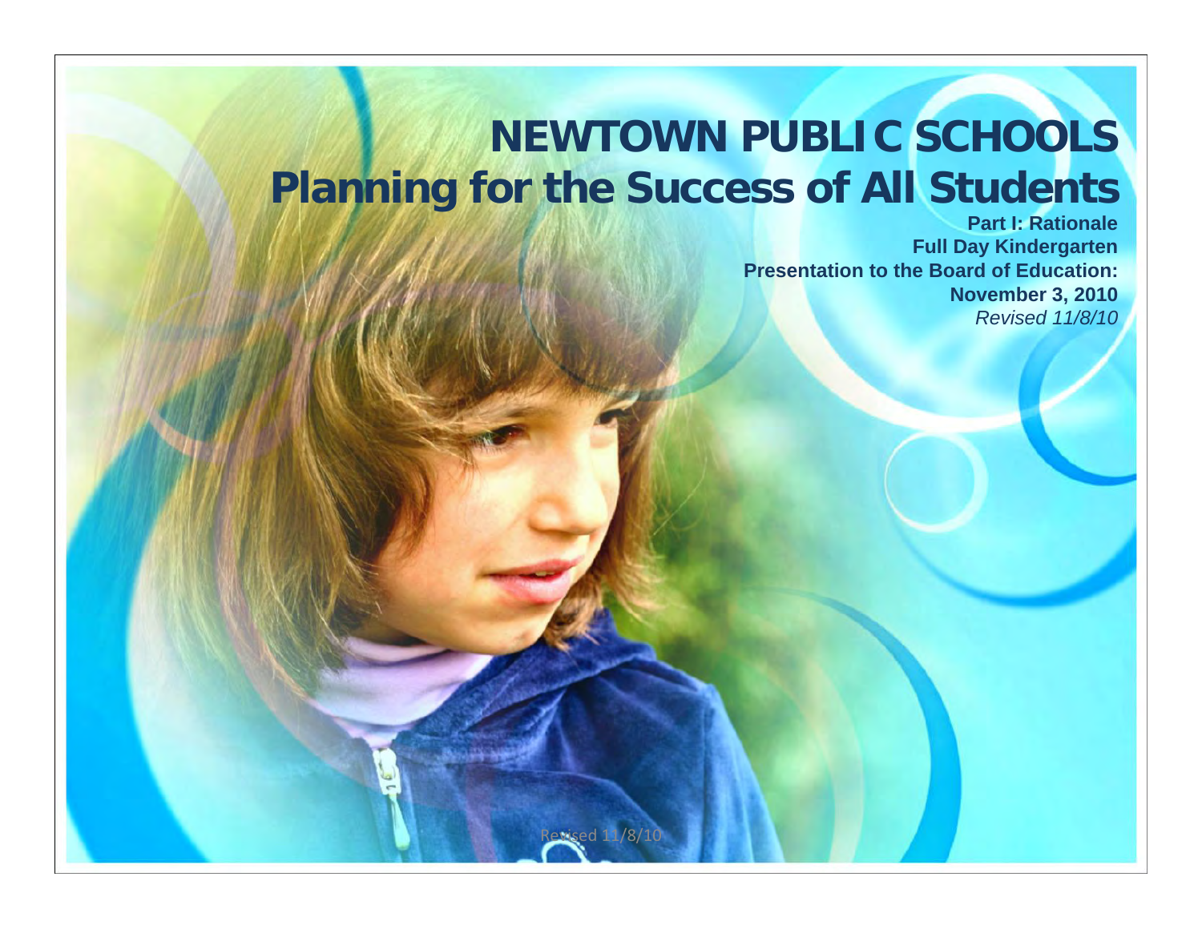# NEWTOWN PUBLIC SCHOOLS
# Planning for the Success of All Students

**Part I: Rationale**
**Full Day Kindergarten**
**Presentation to the Board of Education:**
**November 3, 2010**
*Revised 11/8/10*

Revised 11/8/10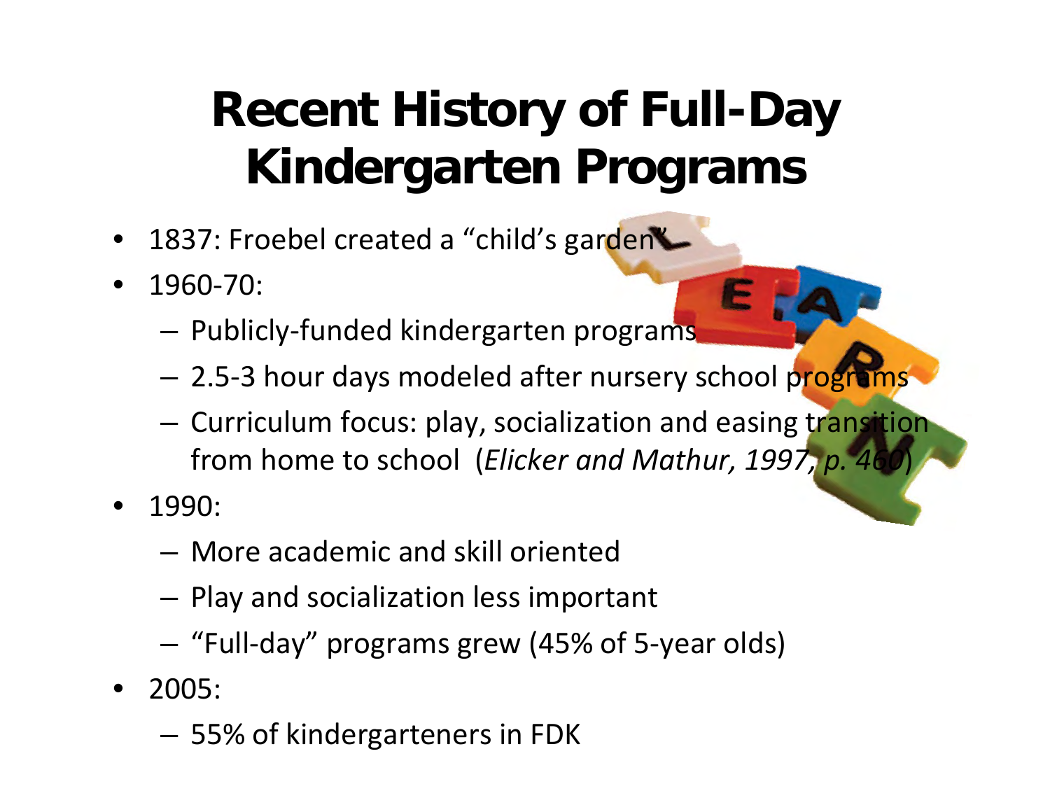# Recent History of Full-Day Kindergarten Programs

- 1837: Froebel created a "child's garden"
- 1960-70:
  - Publicly-funded kindergarten programs
  - 2.5-3 hour days modeled after nursery school programs
  - Curriculum focus: play, socialization and easing transition from home to school (*Elicker and Mathur, 1997, p. 460*)
- 1990:
  - More academic and skill oriented
  - Play and socialization less important
  - "Full-day" programs grew (45% of 5-year olds)
- 2005:
  - 55% of kindergarteners in FDK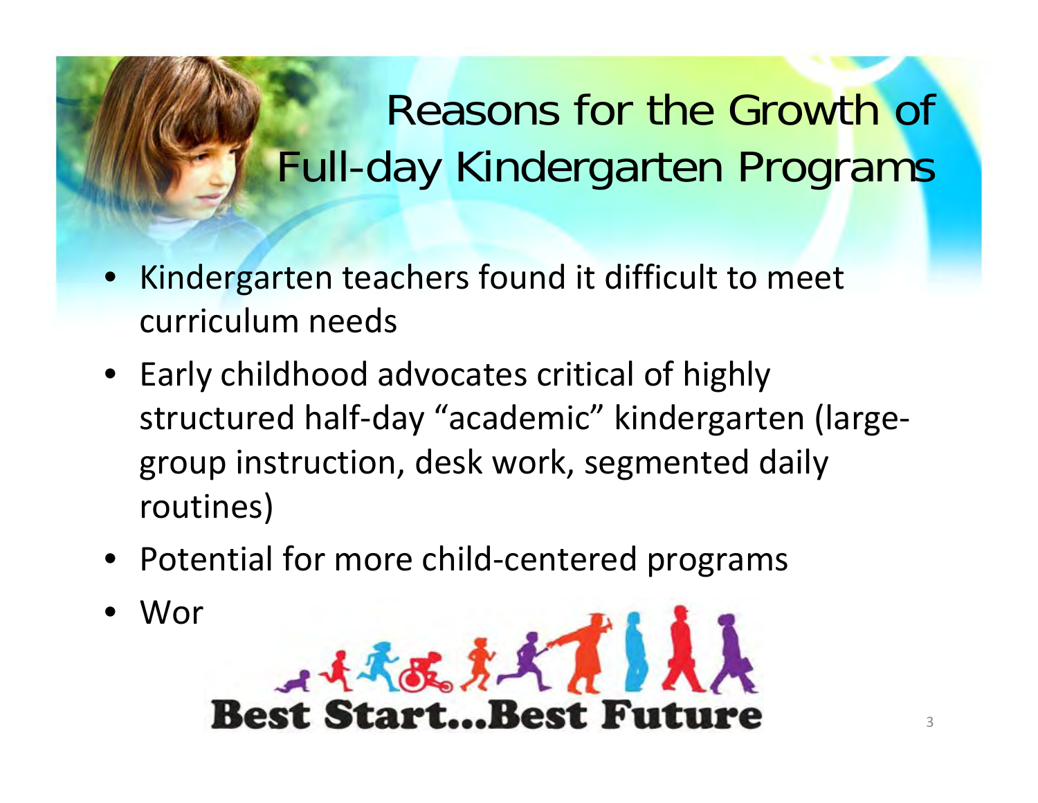# Reasons for the Growth of Full-day Kindergarten Programs

- Kindergarten teachers found it difficult to meet curriculum needs
- Early childhood advocates critical of highly structured half-day "academic" kindergarten (large-group instruction, desk work, segmented daily routines)
- Potential for more child-centered programs
- Wor

Best Start...Best Future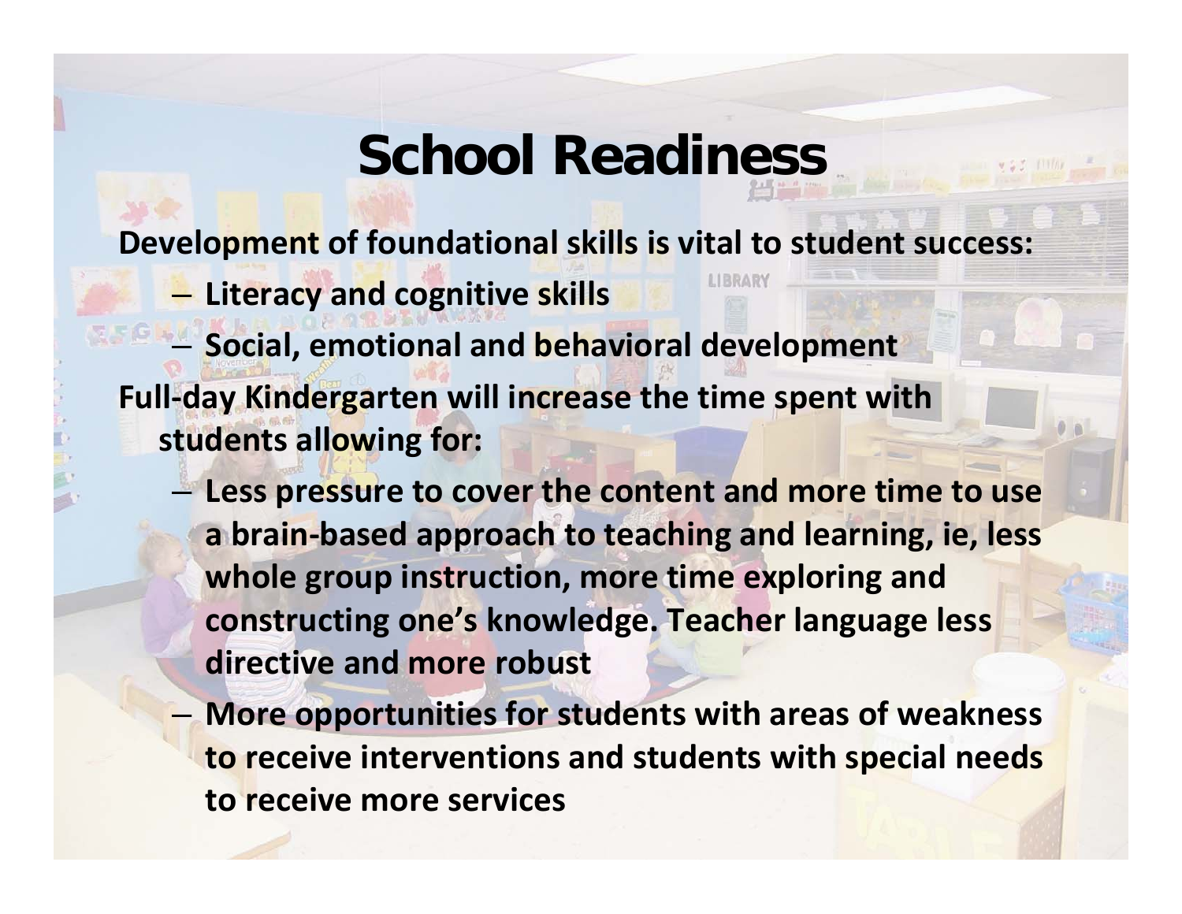# School Readiness

**Development of foundational skills is vital to student success:**

- **Literacy and cognitive skills**
- **Social, emotional and behavioral development**

**Full-day Kindergarten will increase the time spent with students allowing for:**

- **Less pressure to cover the content and more time to use a brain-based approach to teaching and learning, ie, less whole group instruction, more time exploring and constructing one's knowledge. Teacher language less directive and more robust**
- **More opportunities for students with areas of weakness to receive interventions and students with special needs to receive more services**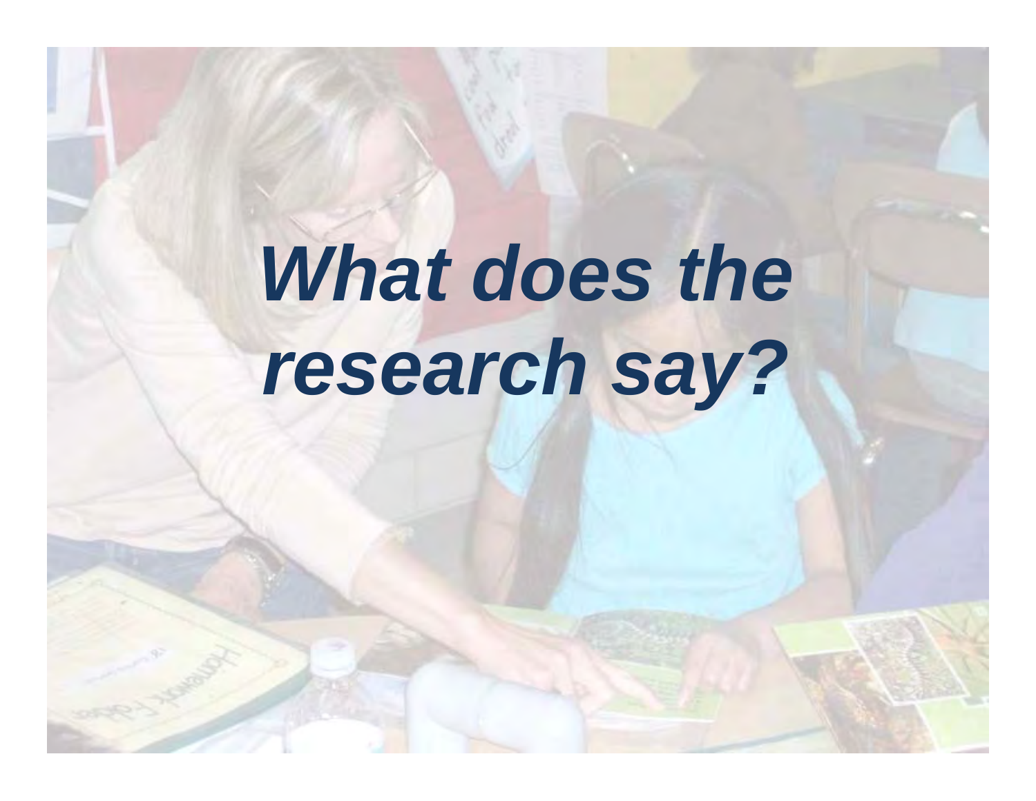# *What does the research say?*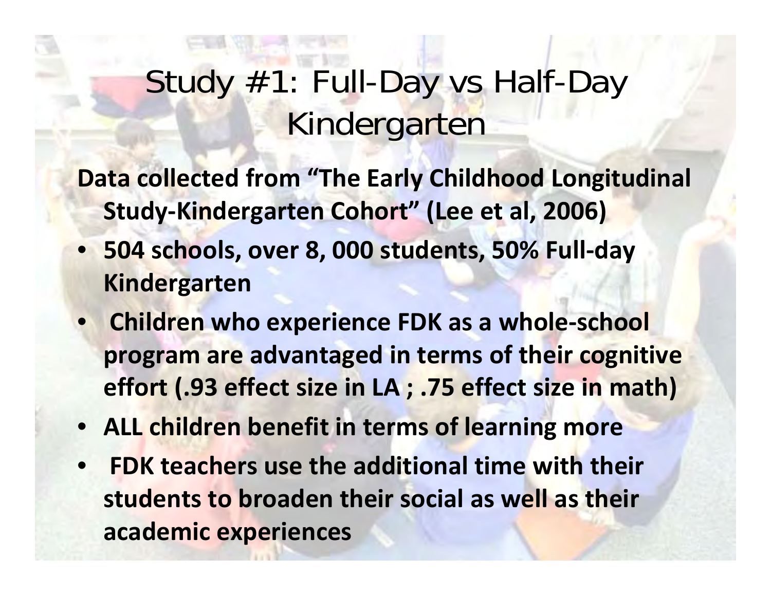# Study #1: Full-Day vs Half-Day Kindergarten

**Data collected from "The Early Childhood Longitudinal Study-Kindergarten Cohort" (Lee et al, 2006)**

- **504 schools, over 8, 000 students, 50% Full-day Kindergarten**
- **Children who experience FDK as a whole-school program are advantaged in terms of their cognitive effort (.93 effect size in LA ; .75 effect size in math)**
- **ALL children benefit in terms of learning more**
- **FDK teachers use the additional time with their students to broaden their social as well as their academic experiences**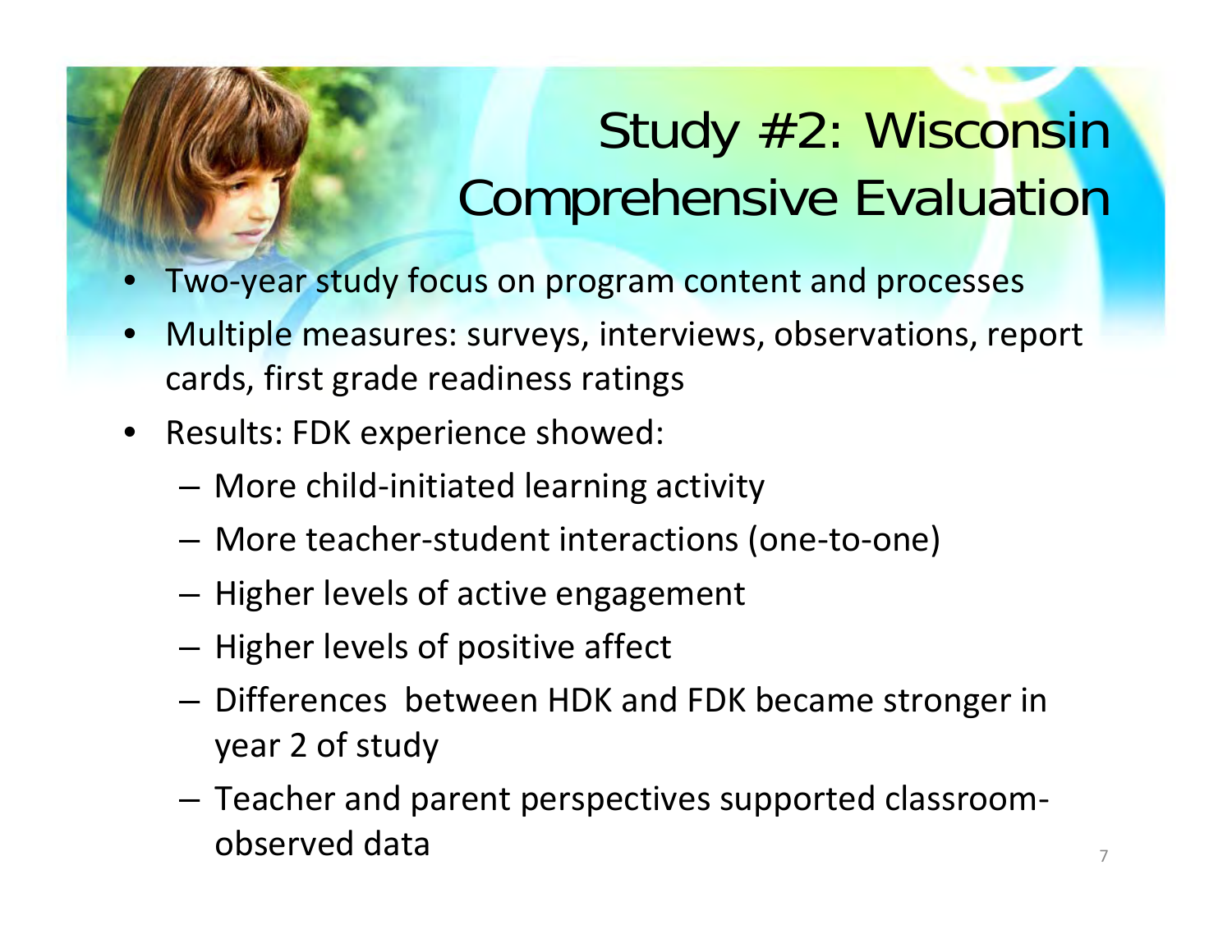# Study #2: Wisconsin Comprehensive Evaluation

- Two-year study focus on program content and processes
- Multiple measures: surveys, interviews, observations, report cards, first grade readiness ratings
- Results: FDK experience showed:
  - More child-initiated learning activity
  - More teacher-student interactions (one-to-one)
  - Higher levels of active engagement
  - Higher levels of positive affect
  - Differences between HDK and FDK became stronger in year 2 of study
  - Teacher and parent perspectives supported classroom-observed data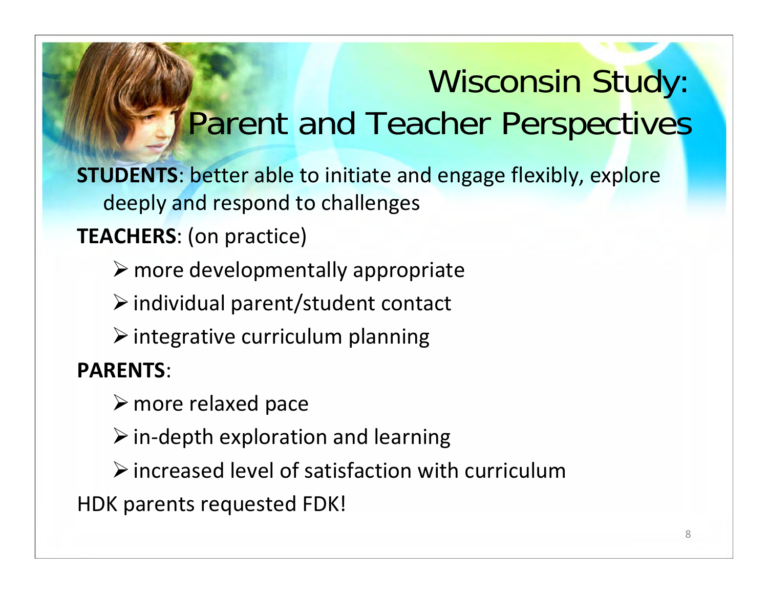# Wisconsin Study: Parent and Teacher Perspectives

**STUDENTS**: better able to initiate and engage flexibly, explore deeply and respond to challenges

**TEACHERS**: (on practice)

- more developmentally appropriate
- individual parent/student contact
- integrative curriculum planning

**PARENTS**:

- more relaxed pace
- in-depth exploration and learning
- increased level of satisfaction with curriculum

HDK parents requested FDK!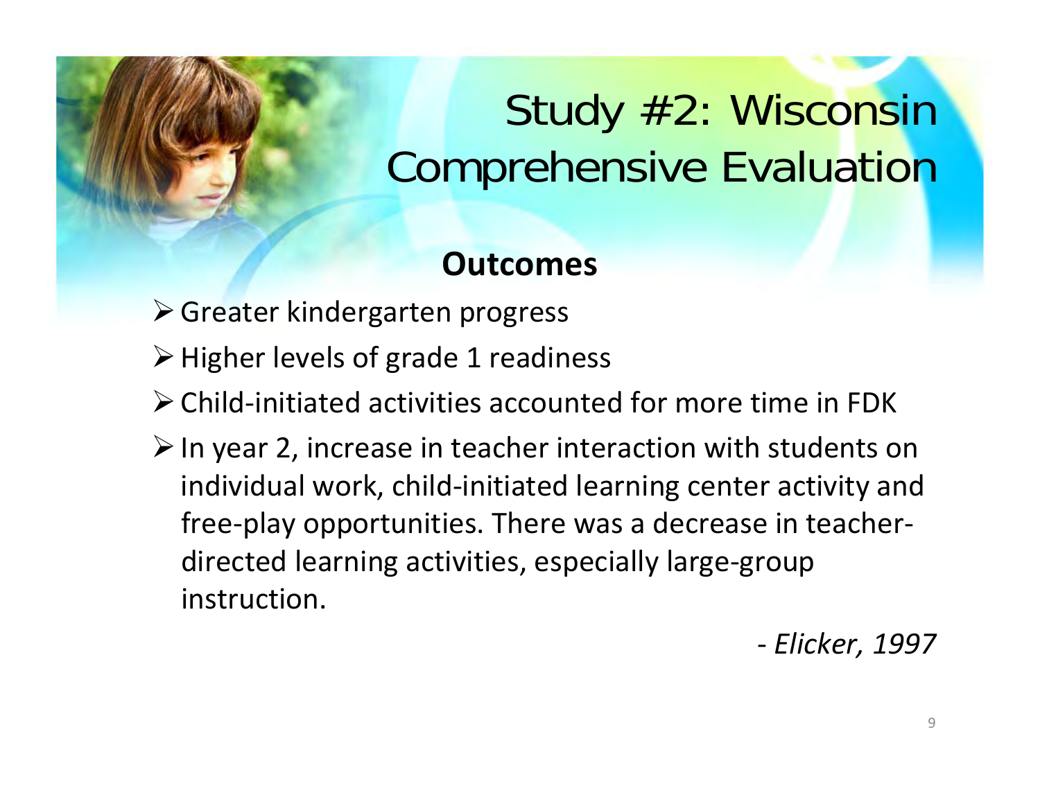# Study #2: Wisconsin Comprehensive Evaluation

**Outcomes**

- Greater kindergarten progress
- Higher levels of grade 1 readiness
- Child-initiated activities accounted for more time in FDK
- In year 2, increase in teacher interaction with students on individual work, child-initiated learning center activity and free-play opportunities. There was a decrease in teacher-directed learning activities, especially large-group instruction.

*- Elicker, 1997*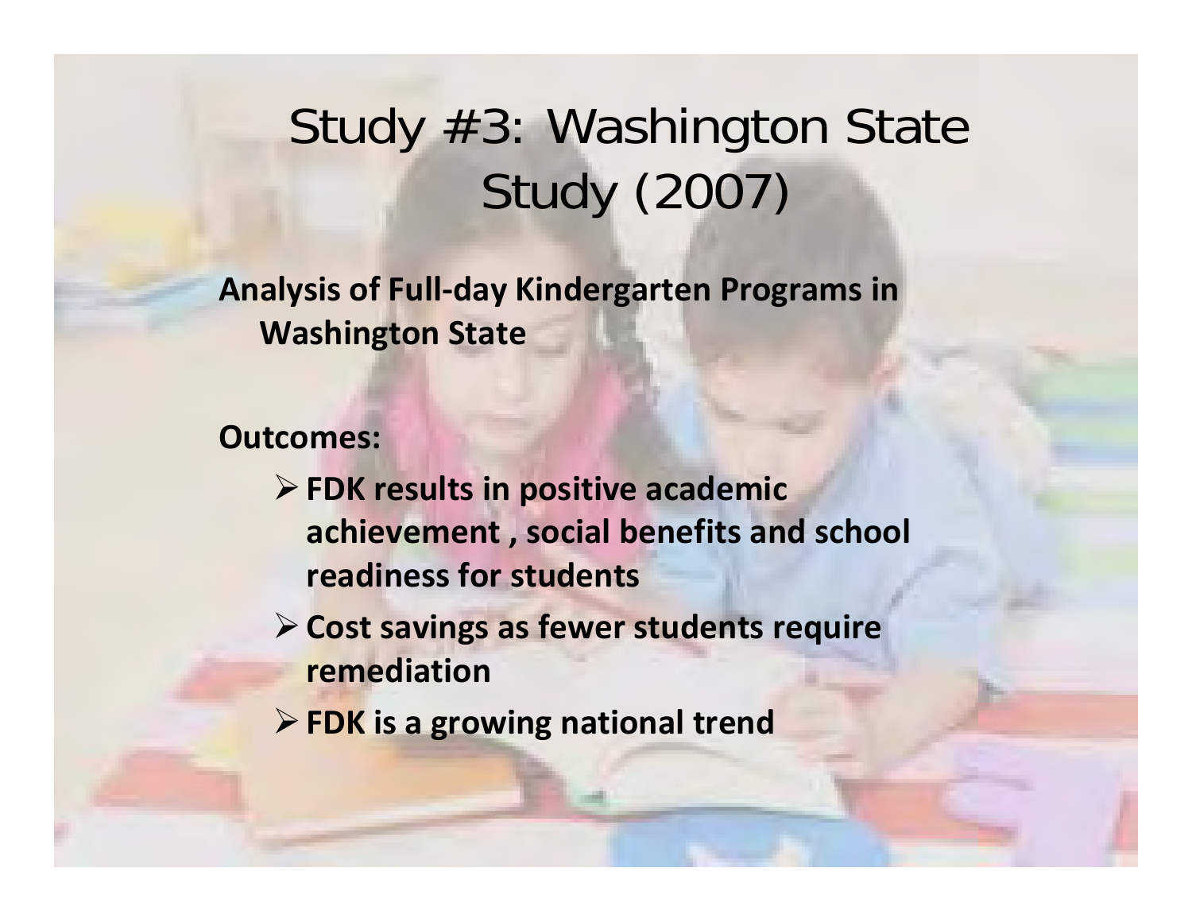# Study #3: Washington State Study (2007)

**Analysis of Full-day Kindergarten Programs in Washington State**

**Outcomes:**

- **FDK results in positive academic achievement , social benefits and school readiness for students**
- **Cost savings as fewer students require remediation**
- **FDK is a growing national trend**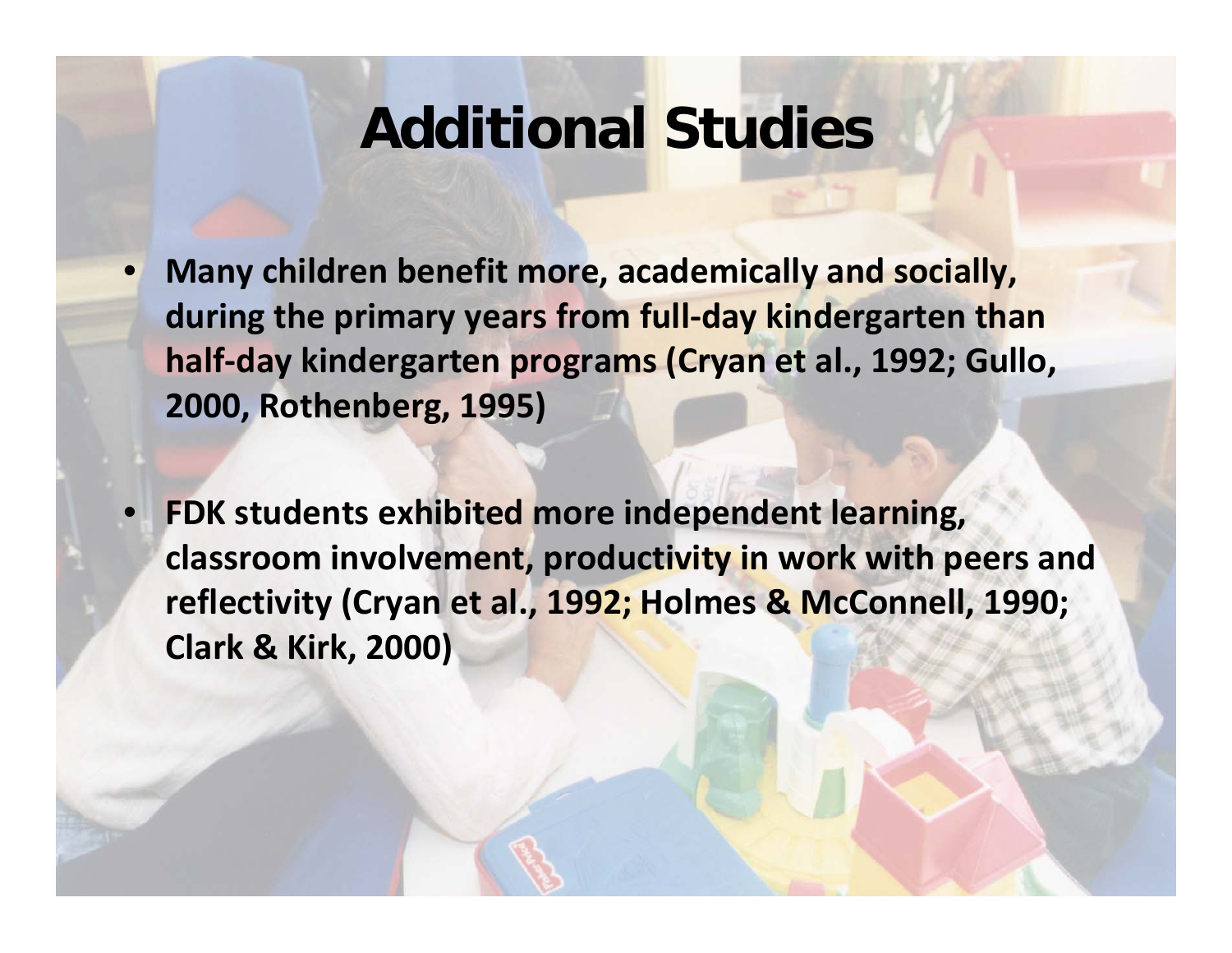# Additional Studies

- **Many children benefit more, academically and socially, during the primary years from full-day kindergarten than half-day kindergarten programs (Cryan et al., 1992; Gullo, 2000, Rothenberg, 1995)**

- **FDK students exhibited more independent learning, classroom involvement, productivity in work with peers and reflectivity (Cryan et al., 1992; Holmes & McConnell, 1990; Clark & Kirk, 2000)**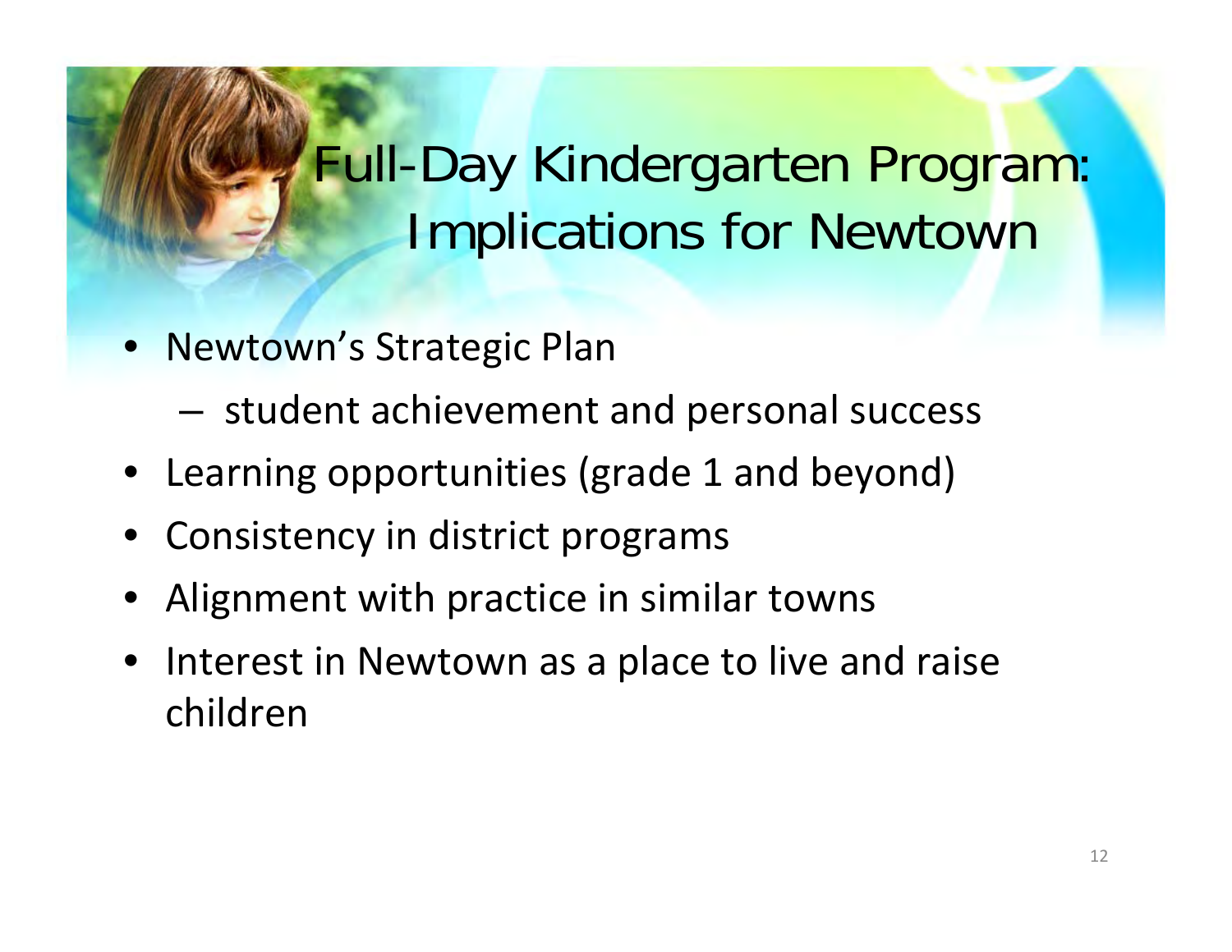# Full-Day Kindergarten Program: Implications for Newtown

- Newtown's Strategic Plan
  - student achievement and personal success
- Learning opportunities (grade 1 and beyond)
- Consistency in district programs
- Alignment with practice in similar towns
- Interest in Newtown as a place to live and raise children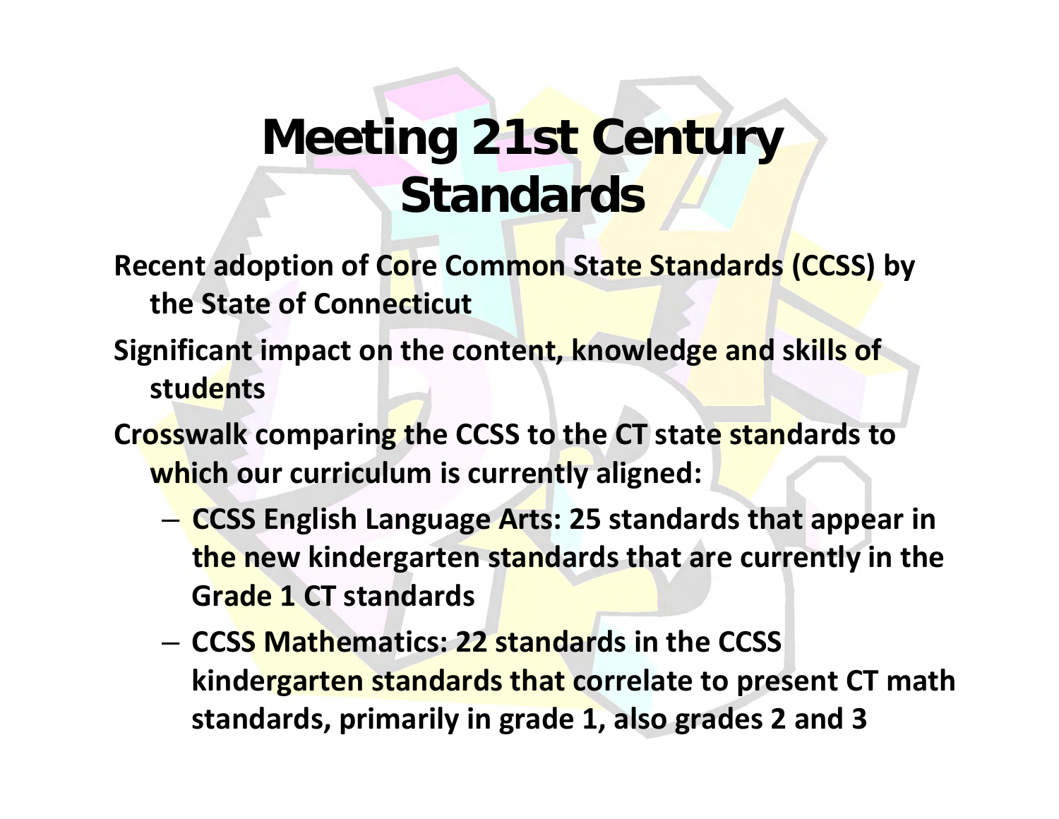# Meeting 21st Century Standards

**Recent adoption of Core Common State Standards (CCSS) by the State of Connecticut**

**Significant impact on the content, knowledge and skills of students**

**Crosswalk comparing the CCSS to the CT state standards to which our curriculum is currently aligned:**

- **CCSS English Language Arts: 25 standards that appear in the new kindergarten standards that are currently in the Grade 1 CT standards**
- **CCSS Mathematics: 22 standards in the CCSS kindergarten standards that correlate to present CT math standards, primarily in grade 1, also grades 2 and 3**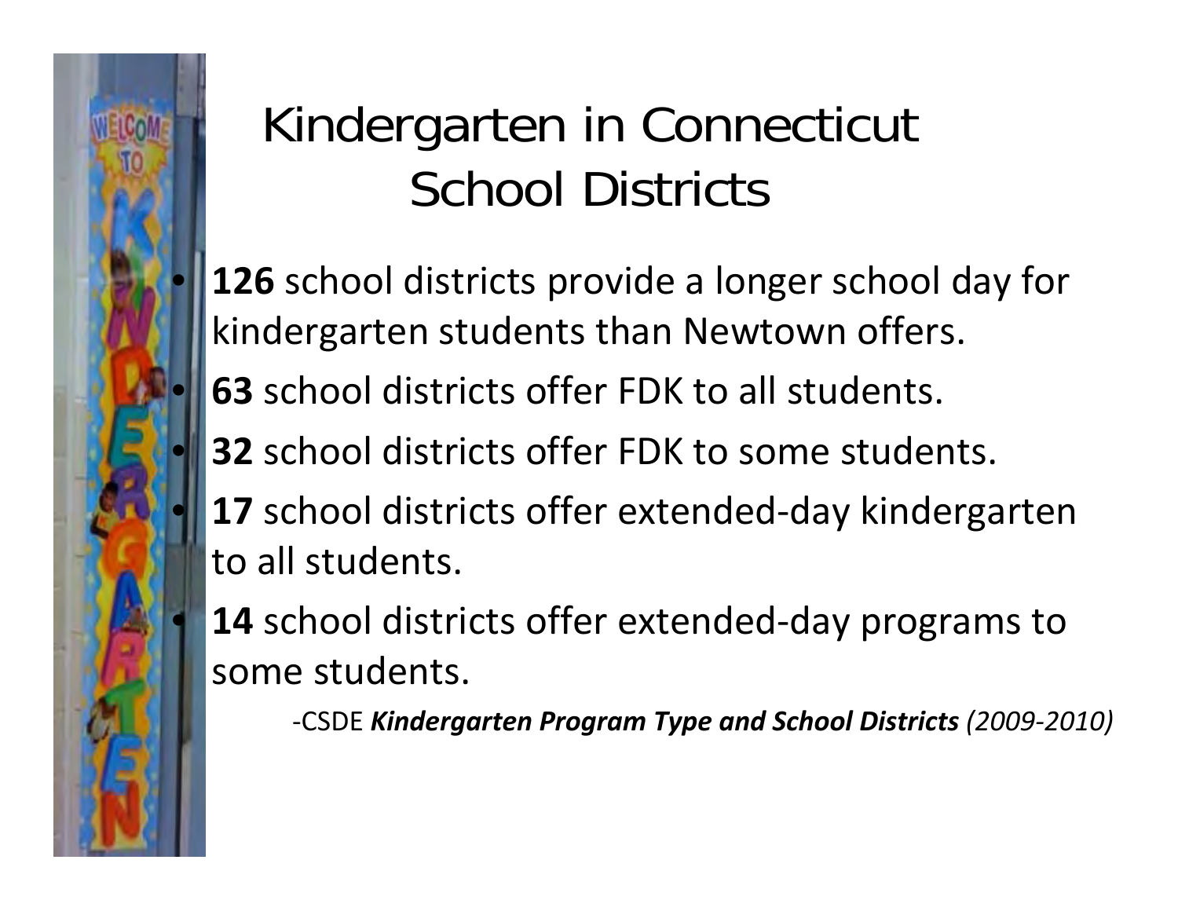# Kindergarten in Connecticut School Districts

- **126** school districts provide a longer school day for kindergarten students than Newtown offers.
- **63** school districts offer FDK to all students.
- **32** school districts offer FDK to some students.
- **17** school districts offer extended-day kindergarten to all students.
- **14** school districts offer extended-day programs to some students.

-CSDE ***Kindergarten Program Type and School Districts*** *(2009-2010)*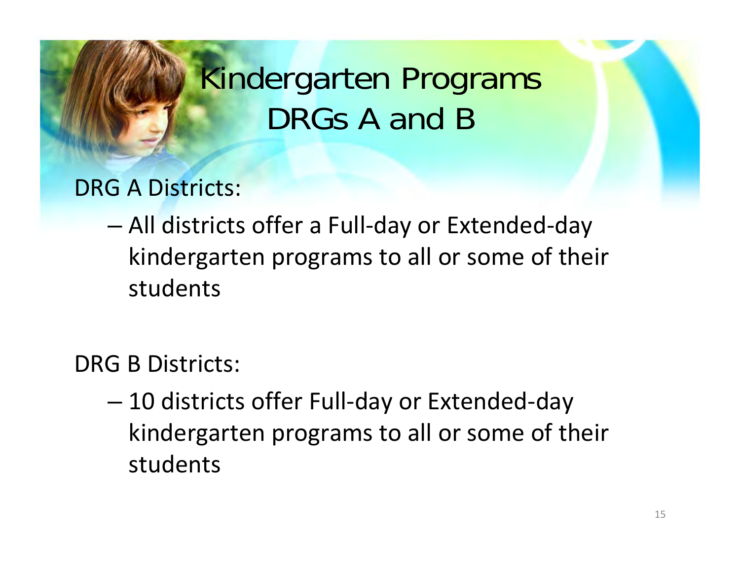# Kindergarten Programs DRGs A and B

DRG A Districts:

- All districts offer a Full-day or Extended-day kindergarten programs to all or some of their students

DRG B Districts:

- 10 districts offer Full-day or Extended-day kindergarten programs to all or some of their students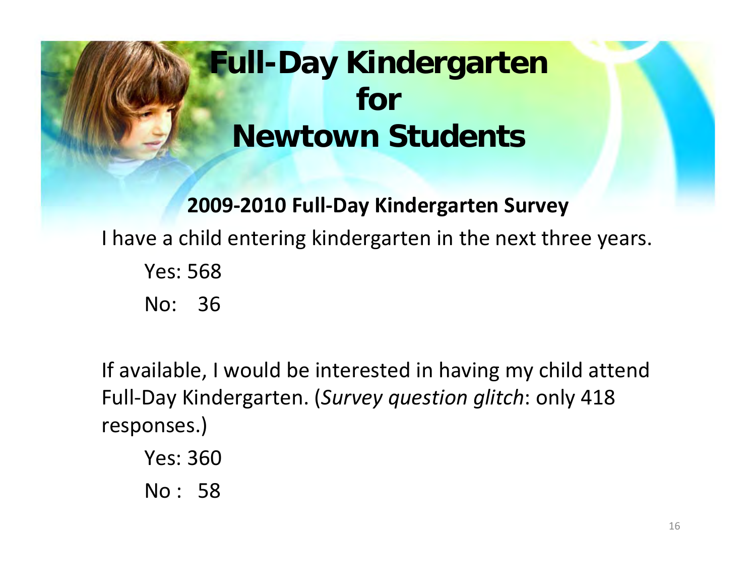# Full-Day Kindergarten for Newtown Students

**2009-2010 Full-Day Kindergarten Survey**

I have a child entering kindergarten in the next three years.

Yes: 568

No: 36

If available, I would be interested in having my child attend Full-Day Kindergarten. (*Survey question glitch*: only 418 responses.)

Yes: 360

No : 58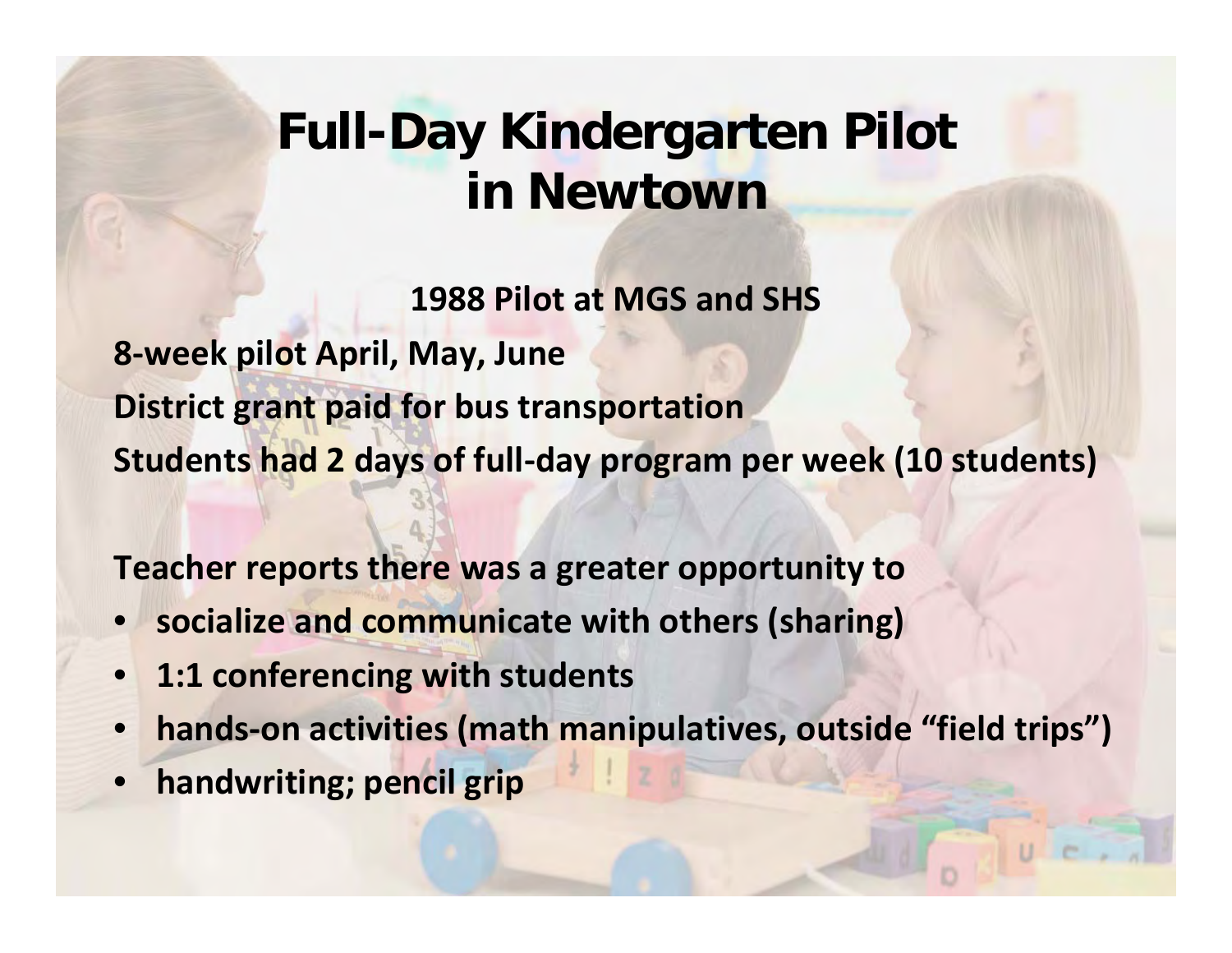# Full-Day Kindergarten Pilot in Newtown

**1988 Pilot at MGS and SHS**

**8-week pilot April, May, June**

**District grant paid for bus transportation**

**Students had 2 days of full-day program per week (10 students)**

**Teacher reports there was a greater opportunity to**

- **socialize and communicate with others (sharing)**
- **1:1 conferencing with students**
- **hands-on activities (math manipulatives, outside "field trips")**
- **handwriting; pencil grip**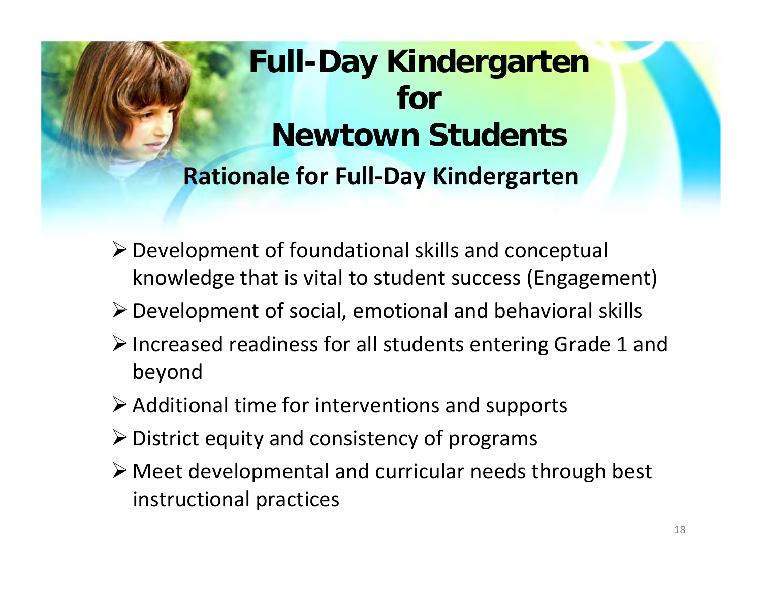# Full-Day Kindergarten for Newtown Students

## Rationale for Full-Day Kindergarten

- Development of foundational skills and conceptual knowledge that is vital to student success (Engagement)
- Development of social, emotional and behavioral skills
- Increased readiness for all students entering Grade 1 and beyond
- Additional time for interventions and supports
- District equity and consistency of programs
- Meet developmental and curricular needs through best instructional practices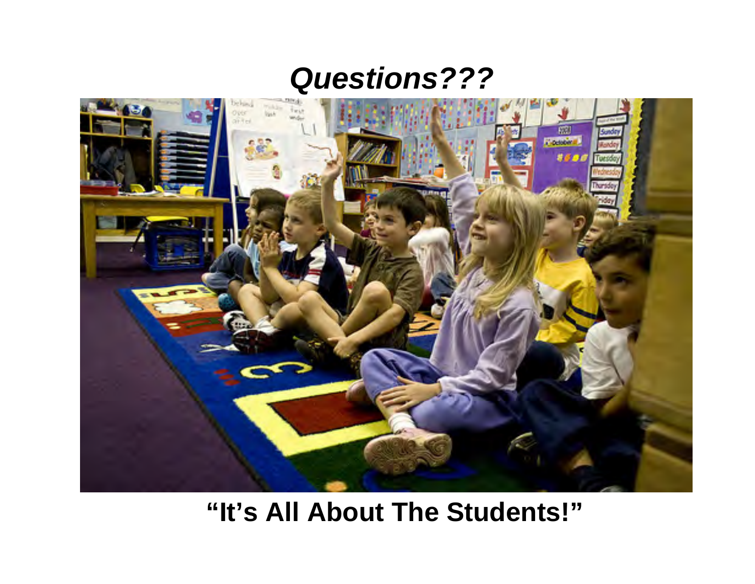# *Questions???*

**"It's All About The Students!"**